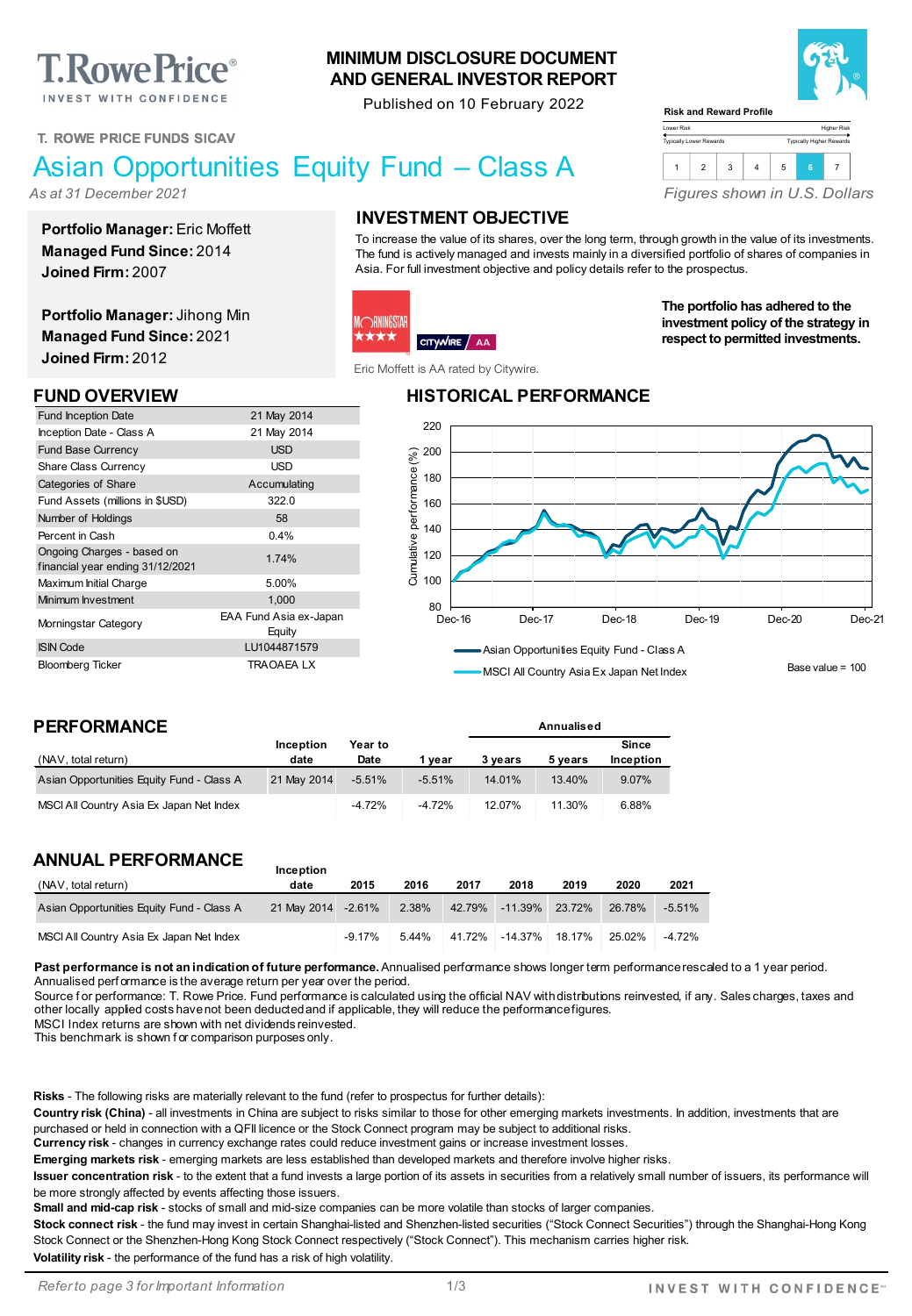# MINIMUM DISCLOSURE DOCUMENT AND GENERAL INVESTOR REPORT

Published on 10 February 2022

**Risk and Reward Profile**

Lower Risk — Higher Risk
Typically Lower Rewards — Typically Higher Rewards

| 1 | 2 | 3 | 4 | 5 | **6** | 7 |
|---|---|---|---|---|---|---|

T. ROWE PRICE FUNDS SICAV

# Asian Opportunities Equity Fund – Class A

*As at 31 December 2021*

*Figures shown in U.S. Dollars*

**Portfolio Manager:** Eric Moffett
**Managed Fund Since:** 2014
**Joined Firm:** 2007

**Portfolio Manager:** Jihong Min
**Managed Fund Since:** 2021
**Joined Firm:** 2012

## INVESTMENT OBJECTIVE

To increase the value of its shares, over the long term, through growth in the value of its investments. The fund is actively managed and invests mainly in a diversified portfolio of shares of companies in Asia. For full investment objective and policy details refer to the prospectus.

Morningstar ★★★★ Citywire AA

Eric Moffett is AA rated by Citywire.

**The portfolio has adhered to the investment policy of the strategy in respect to permitted investments.**

## FUND OVERVIEW

| | |
|---|---|
| Fund Inception Date | 21 May 2014 |
| Inception Date - Class A | 21 May 2014 |
| Fund Base Currency | USD |
| Share Class Currency | USD |
| Categories of Share | Accumulating |
| Fund Assets (millions in $USD) | 322.0 |
| Number of Holdings | 58 |
| Percent in Cash | 0.4% |
| Ongoing Charges - based on financial year ending 31/12/2021 | 1.74% |
| Maximum Initial Charge | 5.00% |
| Minimum Investment | 1,000 |
| Morningstar Category | EAA Fund Asia ex-Japan Equity |
| ISIN Code | LU1044871579 |
| Bloomberg Ticker | TRAOAEA LX |

## HISTORICAL PERFORMANCE

Cumulative performance (%), Dec-16 to Dec-21

— Asian Opportunities Equity Fund - Class A
— MSCI All Country Asia Ex Japan Net Index

Base value = 100

## PERFORMANCE

| (NAV, total return) | Inception date | Year to Date | 1 year | Annualised 3 years | 5 years | Since Inception |
|---|---|---|---|---|---|---|
| Asian Opportunities Equity Fund - Class A | 21 May 2014 | -5.51% | -5.51% | 14.01% | 13.40% | 9.07% |
| MSCI All Country Asia Ex Japan Net Index | | -4.72% | -4.72% | 12.07% | 11.30% | 6.88% |

## ANNUAL PERFORMANCE

| (NAV, total return) | Inception date | 2015 | 2016 | 2017 | 2018 | 2019 | 2020 | 2021 |
|---|---|---|---|---|---|---|---|---|
| Asian Opportunities Equity Fund - Class A | 21 May 2014 | -2.61% | 2.38% | 42.79% | -11.39% | 23.72% | 26.78% | -5.51% |
| MSCI All Country Asia Ex Japan Net Index | | -9.17% | 5.44% | 41.72% | -14.37% | 18.17% | 25.02% | -4.72% |

**Past performance is not an indication of future performance.** Annualised performance shows longer term performance rescaled to a 1 year period. Annualised performance is the average return per year over the period.
Source for performance: T. Rowe Price. Fund performance is calculated using the official NAV with distributions reinvested, if any. Sales charges, taxes and other locally applied costs have not been deducted and if applicable, they will reduce the performance figures.
MSCI Index returns are shown with net dividends reinvested.
This benchmark is shown for comparison purposes only.

**Risks** - The following risks are materially relevant to the fund (refer to prospectus for further details):
**Country risk (China)** - all investments in China are subject to risks similar to those for other emerging markets investments. In addition, investments that are purchased or held in connection with a QFII licence or the Stock Connect program may be subject to additional risks.
**Currency risk** - changes in currency exchange rates could reduce investment gains or increase investment losses.
**Emerging markets risk** - emerging markets are less established than developed markets and therefore involve higher risks.
**Issuer concentration risk** - to the extent that a fund invests a large portion of its assets in securities from a relatively small number of issuers, its performance will be more strongly affected by events affecting those issuers.
**Small and mid-cap risk** - stocks of small and mid-size companies can be more volatile than stocks of larger companies.
**Stock connect risk** - the fund may invest in certain Shanghai-listed and Shenzhen-listed securities ("Stock Connect Securities") through the Shanghai-Hong Kong Stock Connect or the Shenzhen-Hong Kong Stock Connect respectively ("Stock Connect"). This mechanism carries higher risk.
**Volatility risk** - the performance of the fund has a risk of high volatility.

*Refer to page 3 for Important Information*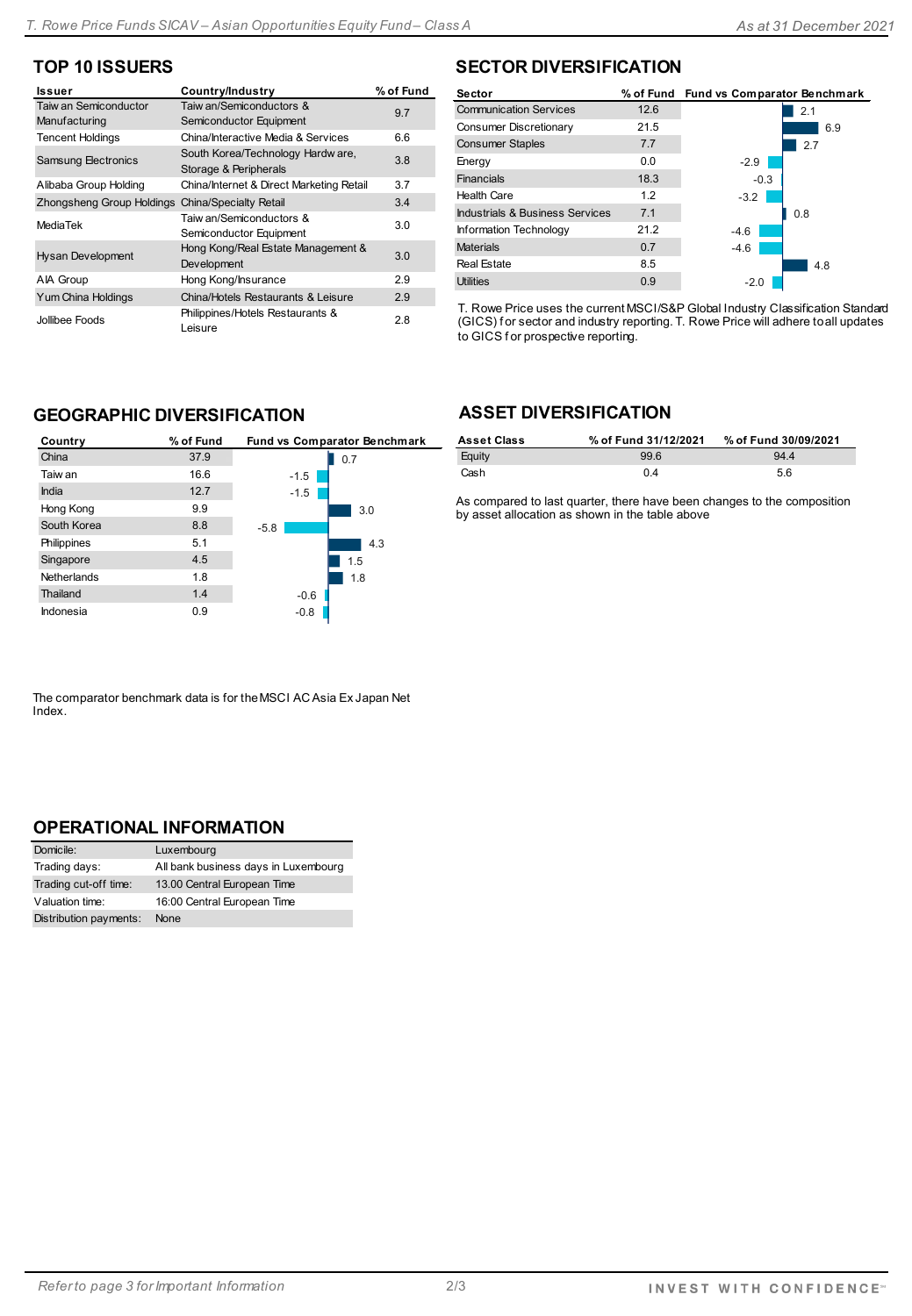## TOP 10 ISSUERS

| Issuer | Country/Industry | % of Fund |
|---|---|---|
| Taiwan Semiconductor Manufacturing | Taiwan/Semiconductors & Semiconductor Equipment | 9.7 |
| Tencent Holdings | China/Interactive Media & Services | 6.6 |
| Samsung Electronics | South Korea/Technology Hardware, Storage & Peripherals | 3.8 |
| Alibaba Group Holding | China/Internet & Direct Marketing Retail | 3.7 |
| Zhongsheng Group Holdings | China/Specialty Retail | 3.4 |
| MediaTek | Taiwan/Semiconductors & Semiconductor Equipment | 3.0 |
| Hysan Development | Hong Kong/Real Estate Management & Development | 3.0 |
| AIA Group | Hong Kong/Insurance | 2.9 |
| Yum China Holdings | China/Hotels Restaurants & Leisure | 2.9 |
| Jollibee Foods | Philippines/Hotels Restaurants & Leisure | 2.8 |

## SECTOR DIVERSIFICATION

| Sector | % of Fund | Fund vs Comparator Benchmark |
|---|---|---|
| Communication Services | 12.6 | 2.1 |
| Consumer Discretionary | 21.5 | 6.9 |
| Consumer Staples | 7.7 | 2.7 |
| Energy | 0.0 | -2.9 |
| Financials | 18.3 | -0.3 |
| Health Care | 1.2 | -3.2 |
| Industrials & Business Services | 7.1 | 0.8 |
| Information Technology | 21.2 | -4.6 |
| Materials | 0.7 | -4.6 |
| Real Estate | 8.5 | 4.8 |
| Utilities | 0.9 | -2.0 |

T. Rowe Price uses the current MSCI/S&P Global Industry Classification Standard (GICS) for sector and industry reporting. T. Rowe Price will adhere to all updates to GICS for prospective reporting.

## GEOGRAPHIC DIVERSIFICATION

| Country | % of Fund | Fund vs Comparator Benchmark |
|---|---|---|
| China | 37.9 | 0.7 |
| Taiwan | 16.6 | -1.5 |
| India | 12.7 | -1.5 |
| Hong Kong | 9.9 | 3.0 |
| South Korea | 8.8 | -5.8 |
| Philippines | 5.1 | 4.3 |
| Singapore | 4.5 | 1.5 |
| Netherlands | 1.8 | 1.8 |
| Thailand | 1.4 | -0.6 |
| Indonesia | 0.9 | -0.8 |

The comparator benchmark data is for the MSCI AC Asia Ex Japan Net Index.

## ASSET DIVERSIFICATION

| Asset Class | % of Fund 31/12/2021 | % of Fund 30/09/2021 |
|---|---|---|
| Equity | 99.6 | 94.4 |
| Cash | 0.4 | 5.6 |

As compared to last quarter, there have been changes to the composition by asset allocation as shown in the table above

## OPERATIONAL INFORMATION

| | |
|---|---|
| Domicile: | Luxembourg |
| Trading days: | All bank business days in Luxembourg |
| Trading cut-off time: | 13.00 Central European Time |
| Valuation time: | 16:00 Central European Time |
| Distribution payments: | None |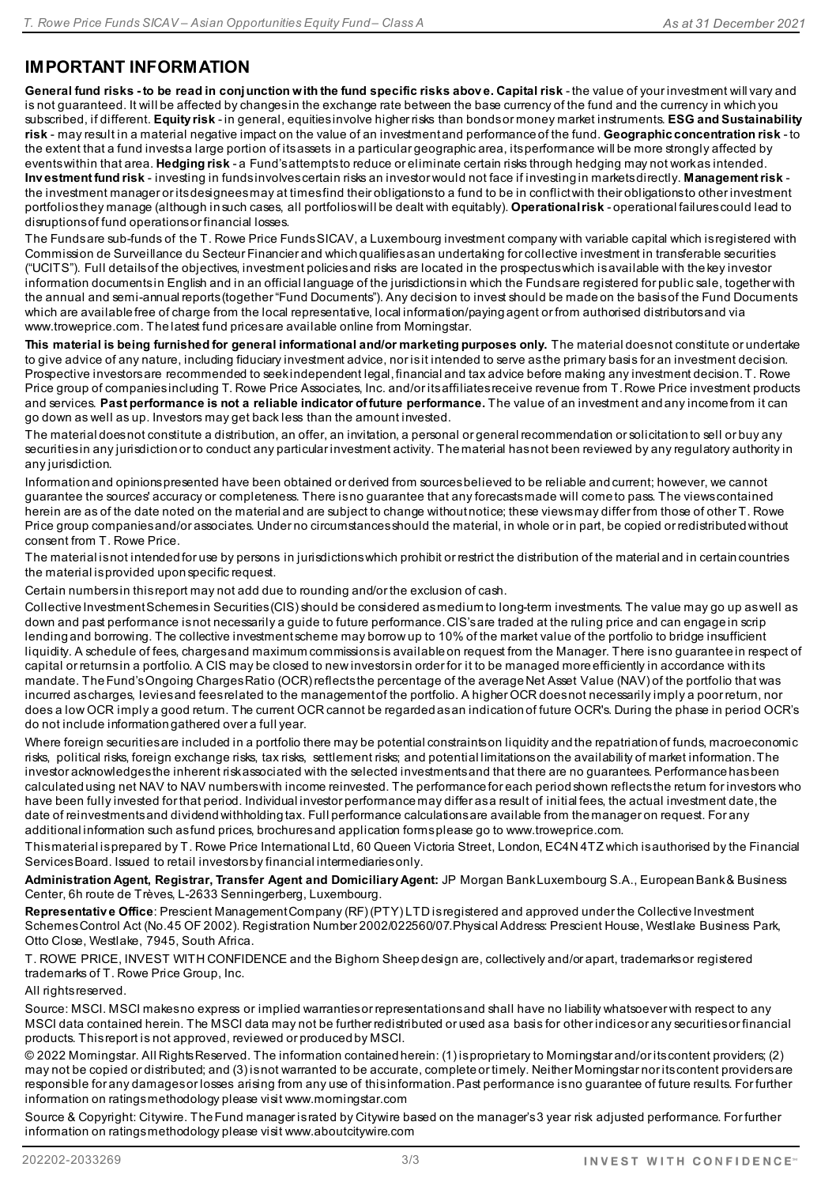# IMPORTANT INFORMATION

**General fund risks - to be read in conjunction with the fund specific risks above. Capital risk** - the value of your investment will vary and is not guaranteed. It will be affected by changes in the exchange rate between the base currency of the fund and the currency in which you subscribed, if different. **Equity risk** - in general, equities involve higher risks than bonds or money market instruments. **ESG and Sustainability risk** - may result in a material negative impact on the value of an investment and performance of the fund. **Geographic concentration risk** - to the extent that a fund invests a large portion of its assets in a particular geographic area, its performance will be more strongly affected by events within that area. **Hedging risk** - a Fund's attempts to reduce or eliminate certain risks through hedging may not work as intended. **Investment fund risk** - investing in funds involves certain risks an investor would not face if investing in markets directly. **Management risk** - the investment manager or its designees may at times find their obligations to a fund to be in conflict with their obligations to other investment portfolios they manage (although in such cases, all portfolios will be dealt with equitably). **Operational risk** - operational failures could lead to disruptions of fund operations or financial losses.

The Funds are sub-funds of the T. Rowe Price Funds SICAV, a Luxembourg investment company with variable capital which is registered with Commission de Surveillance du Secteur Financier and which qualifies as an undertaking for collective investment in transferable securities ("UCITS"). Full details of the objectives, investment policies and risks are located in the prospectus which is available with the key investor information documents in English and in an official language of the jurisdictions in which the Funds are registered for public sale, together with the annual and semi-annual reports (together "Fund Documents"). Any decision to invest should be made on the basis of the Fund Documents which are available free of charge from the local representative, local information/paying agent or from authorised distributors and via www.troweprice.com. The latest fund prices are available online from Morningstar.

**This material is being furnished for general informational and/or marketing purposes only.** The material does not constitute or undertake to give advice of any nature, including fiduciary investment advice, nor is it intended to serve as the primary basis for an investment decision. Prospective investors are recommended to seek independent legal, financial and tax advice before making any investment decision. T. Rowe Price group of companies including T. Rowe Price Associates, Inc. and/or its affiliates receive revenue from T. Rowe Price investment products and services. **Past performance is not a reliable indicator of future performance.** The value of an investment and any income from it can go down as well as up. Investors may get back less than the amount invested.

The material does not constitute a distribution, an offer, an invitation, a personal or general recommendation or solicitation to sell or buy any securities in any jurisdiction or to conduct any particular investment activity. The material has not been reviewed by any regulatory authority in any jurisdiction.

Information and opinions presented have been obtained or derived from sources believed to be reliable and current; however, we cannot guarantee the sources' accuracy or completeness. There is no guarantee that any forecasts made will come to pass. The views contained herein are as of the date noted on the material and are subject to change without notice; these views may differ from those of other T. Rowe Price group companies and/or associates. Under no circumstances should the material, in whole or in part, be copied or redistributed without consent from T. Rowe Price.

The material is not intended for use by persons in jurisdictions which prohibit or restrict the distribution of the material and in certain countries the material is provided upon specific request.

Certain numbers in this report may not add due to rounding and/or the exclusion of cash.

Collective Investment Schemes in Securities (CIS) should be considered as medium to long-term investments. The value may go up as well as down and past performance is not necessarily a guide to future performance. CIS's are traded at the ruling price and can engage in scrip lending and borrowing. The collective investment scheme may borrow up to 10% of the market value of the portfolio to bridge insufficient liquidity. A schedule of fees, charges and maximum commissions is available on request from the Manager. There is no guarantee in respect of capital or returns in a portfolio. A CIS may be closed to new investors in order for it to be managed more efficiently in accordance with its mandate. The Fund's Ongoing Charges Ratio (OCR) reflects the percentage of the average Net Asset Value (NAV) of the portfolio that was incurred as charges, levies and fees related to the management of the portfolio. A higher OCR does not necessarily imply a poor return, nor does a low OCR imply a good return. The current OCR cannot be regarded as an indication of future OCR's. During the phase in period OCR's do not include information gathered over a full year.

Where foreign securities are included in a portfolio there may be potential constraints on liquidity and the repatriation of funds, macroeconomic risks, political risks, foreign exchange risks, tax risks, settlement risks; and potential limitations on the availability of market information. The investor acknowledges the inherent risk associated with the selected investments and that there are no guarantees. Performance has been calculated using net NAV to NAV numbers with income reinvested. The performance for each period shown reflects the return for investors who have been fully invested for that period. Individual investor performance may differ as a result of initial fees, the actual investment date, the date of reinvestments and dividend withholding tax. Full performance calculations are available from the manager on request. For any additional information such as fund prices, brochures and application forms please go to www.troweprice.com.

This material is prepared by T. Rowe Price International Ltd, 60 Queen Victoria Street, London, EC4N 4TZ which is authorised by the Financial Services Board. Issued to retail investors by financial intermediaries only.

**Administration Agent, Registrar, Transfer Agent and Domiciliary Agent:** JP Morgan Bank Luxembourg S.A., European Bank & Business Center, 6h route de Trèves, L-2633 Senningerberg, Luxembourg.

**Representative Office**: Prescient Management Company (RF) (PTY) LTD is registered and approved under the Collective Investment Schemes Control Act (No.45 OF 2002). Registration Number 2002/022560/07.Physical Address: Prescient House, Westlake Business Park, Otto Close, Westlake, 7945, South Africa.

T. ROWE PRICE, INVEST WITH CONFIDENCE and the Bighorn Sheep design are, collectively and/or apart, trademarks or registered trademarks of T. Rowe Price Group, Inc.

All rights reserved.

Source: MSCI. MSCI makes no express or implied warranties or representations and shall have no liability whatsoever with respect to any MSCI data contained herein. The MSCI data may not be further redistributed or used as a basis for other indices or any securities or financial products. This report is not approved, reviewed or produced by MSCI.

© 2022 Morningstar. All Rights Reserved. The information contained herein: (1) is proprietary to Morningstar and/or its content providers; (2) may not be copied or distributed; and (3) is not warranted to be accurate, complete or timely. Neither Morningstar nor its content providers are responsible for any damages or losses arising from any use of this information. Past performance is no guarantee of future results. For further information on ratings methodology please visit www.morningstar.com

Source & Copyright: Citywire. The Fund manager is rated by Citywire based on the manager's 3 year risk adjusted performance. For further information on ratings methodology please visit www.aboutcitywire.com

202202-2033269